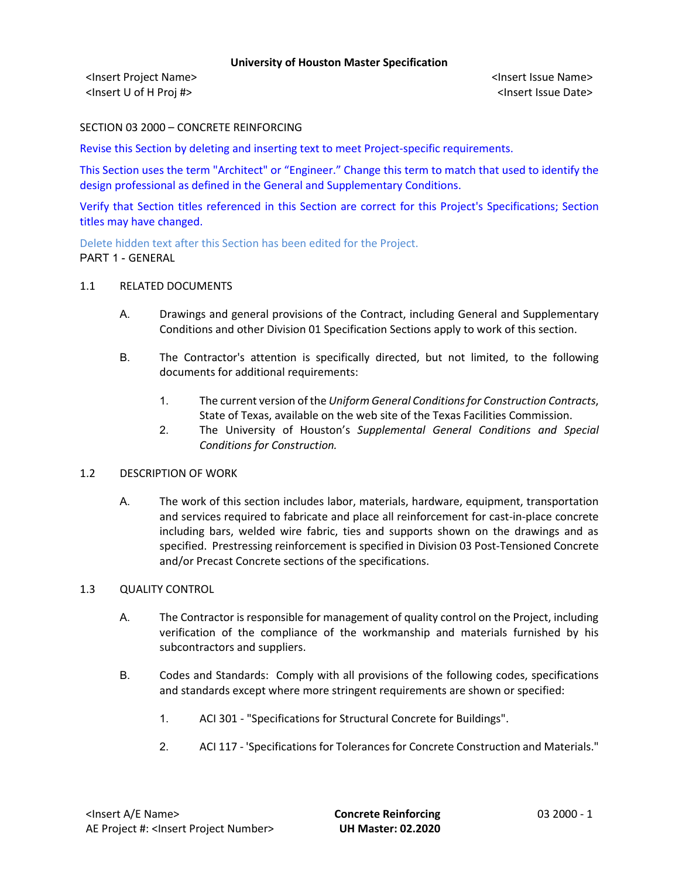**University of Housten Master Specification**

<Insert Project Name> <Insert Issue Name>
<Insert U of H Proj #> <Insert Issue Date>

# SECTION 03 2000 – CONCRETE REINFORCING

Revise this Section by deleting and inserting text to meet Project-specific requirements.

This Section uses the term "Architect" or "Engineer." Change this term to match that used to identify the design professional as defined in the General and Supplementary Conditions.

Verify that Section titles referenced in this Section are correct for this Project's Specifications; Section titles may have changed.

Delete hidden text after this Section has been edited for the Project.

## PART 1 - GENERAL

### 1.1 RELATED DOCUMENTS

A. Drawings and general provisions of the Contract, including General and Supplementary Conditions and other Division 01 Specification Sections apply to work of this section.

B. The Contractor's attention is specifically directed, but not limited, to the following documents for additional requirements:

1. The current version of the *Uniform General Conditions for Construction Contracts*, State of Texas, available on the web site of the Texas Facilities Commission.
2. The University of Houston's *Supplemental General Conditions and Special Conditions for Construction.*

### 1.2 DESCRIPTION OF WORK

A. The work of this section includes labor, materials, hardware, equipment, transportation and services required to fabricate and place all reinforcement for cast-in-place concrete including bars, welded wire fabric, ties and supports shown on the drawings and as specified. Prestressing reinforcement is specified in Division 03 Post-Tensioned Concrete and/or Precast Concrete sections of the specifications.

### 1.3 QUALITY CONTROL

A. The Contractor is responsible for management of quality control on the Project, including verification of the compliance of the workmanship and materials furnished by his subcontractors and suppliers.

B. Codes and Standards: Comply with all provisions of the following codes, specifications and standards except where more stringent requirements are shown or specified:

1. ACI 301 - "Specifications for Structural Concrete for Buildings".

2. ACI 117 - 'Specifications for Tolerances for Concrete Construction and Materials."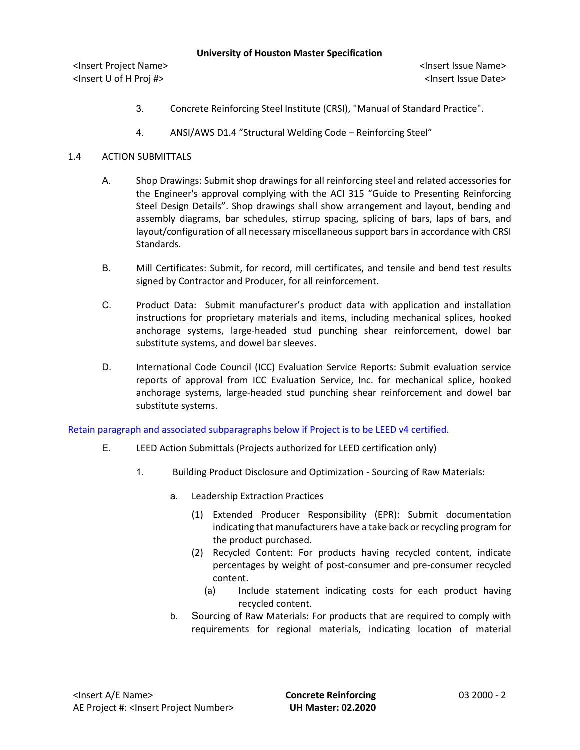3. Concrete Reinforcing Steel Institute (CRSI), "Manual of Standard Practice".

4. ANSI/AWS D1.4 "Structural Welding Code – Reinforcing Steel"

## 1.4 ACTION SUBMITTALS

A. Shop Drawings: Submit shop drawings for all reinforcing steel and related accessories for the Engineer's approval complying with the ACI 315 "Guide to Presenting Reinforcing Steel Design Details". Shop drawings shall show arrangement and layout, bending and assembly diagrams, bar schedules, stirrup spacing, splicing of bars, laps of bars, and layout/configuration of all necessary miscellaneous support bars in accordance with CRSI Standards.

B. Mill Certificates: Submit, for record, mill certificates, and tensile and bend test results signed by Contractor and Producer, for all reinforcement.

C. Product Data: Submit manufacturer's product data with application and installation instructions for proprietary materials and items, including mechanical splices, hooked anchorage systems, large-headed stud punching shear reinforcement, dowel bar substitute systems, and dowel bar sleeves.

D. International Code Council (ICC) Evaluation Service Reports: Submit evaluation service reports of approval from ICC Evaluation Service, Inc. for mechanical splice, hooked anchorage systems, large-headed stud punching shear reinforcement and dowel bar substitute systems.

Retain paragraph and associated subparagraphs below if Project is to be LEED v4 certified.

E. LEED Action Submittals (Projects authorized for LEED certification only)

1. Building Product Disclosure and Optimization - Sourcing of Raw Materials:

a. Leadership Extraction Practices

(1) Extended Producer Responsibility (EPR): Submit documentation indicating that manufacturers have a take back or recycling program for the product purchased.

(2) Recycled Content: For products having recycled content, indicate percentages by weight of post-consumer and pre-consumer recycled content.

(a) Include statement indicating costs for each product having recycled content.

b. Sourcing of Raw Materials: For products that are required to comply with requirements for regional materials, indicating location of material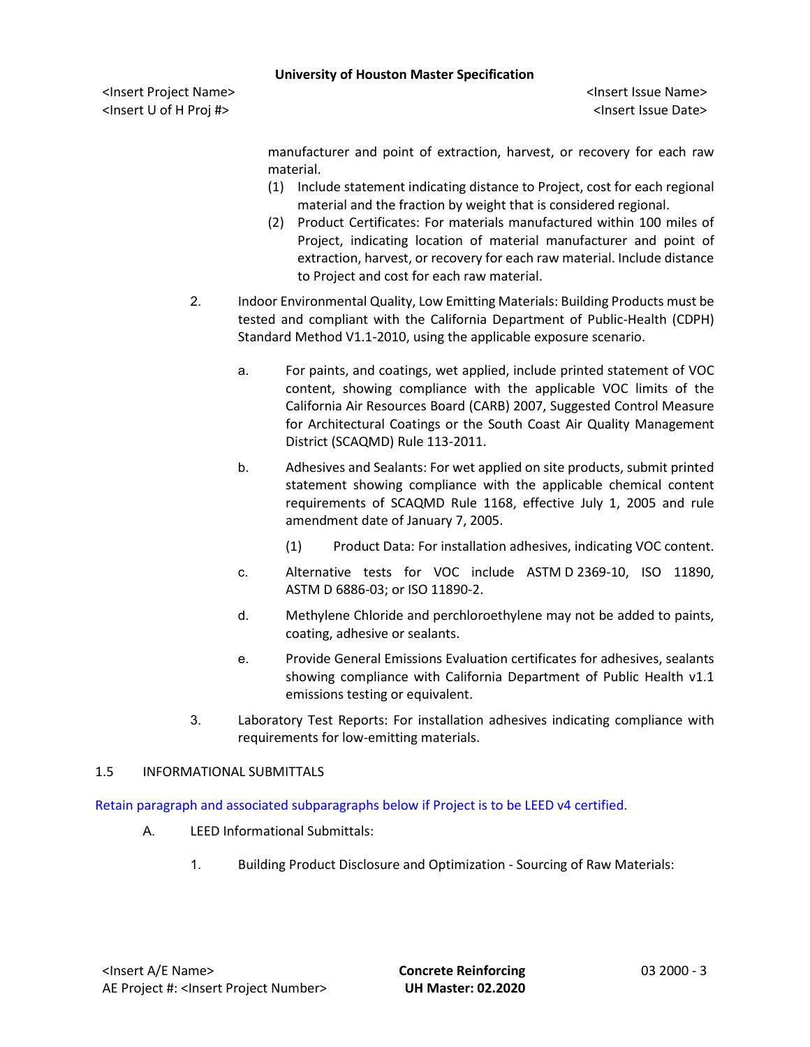manufacturer and point of extraction, harvest, or recovery for each raw material.

(1) Include statement indicating distance to Project, cost for each regional material and the fraction by weight that is considered regional.

(2) Product Certificates: For materials manufactured within 100 miles of Project, indicating location of material manufacturer and point of extraction, harvest, or recovery for each raw material. Include distance to Project and cost for each raw material.

2. Indoor Environmental Quality, Low Emitting Materials: Building Products must be tested and compliant with the California Department of Public-Health (CDPH) Standard Method V1.1-2010, using the applicable exposure scenario.

   a. For paints, and coatings, wet applied, include printed statement of VOC content, showing compliance with the applicable VOC limits of the California Air Resources Board (CARB) 2007, Suggested Control Measure for Architectural Coatings or the South Coast Air Quality Management District (SCAQMD) Rule 113-2011.

   b. Adhesives and Sealants: For wet applied on site products, submit printed statement showing compliance with the applicable chemical content requirements of SCAQMD Rule 1168, effective July 1, 2005 and rule amendment date of January 7, 2005.

      (1) Product Data: For installation adhesives, indicating VOC content.

   c. Alternative tests for VOC include ASTM D 2369-10, ISO 11890, ASTM D 6886-03; or ISO 11890-2.

   d. Methylene Chloride and perchloroethylene may not be added to paints, coating, adhesive or sealants.

   e. Provide General Emissions Evaluation certificates for adhesives, sealants showing compliance with California Department of Public Health v1.1 emissions testing or equivalent.

3. Laboratory Test Reports: For installation adhesives indicating compliance with requirements for low-emitting materials.

## 1.5 INFORMATIONAL SUBMITTALS

Retain paragraph and associated subparagraphs below if Project is to be LEED v4 certified.

A. LEED Informational Submittals:

1. Building Product Disclosure and Optimization - Sourcing of Raw Materials: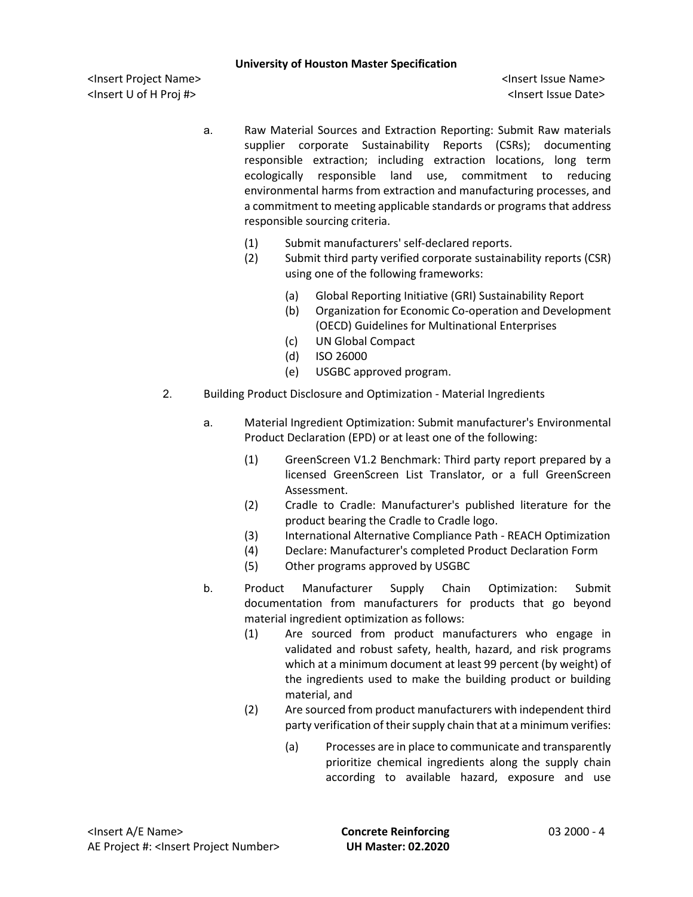a. Raw Material Sources and Extraction Reporting: Submit Raw materials supplier corporate Sustainability Reports (CSRs); documenting responsible extraction; including extraction locations, long term ecologically responsible land use, commitment to reducing environmental harms from extraction and manufacturing processes, and a commitment to meeting applicable standards or programs that address responsible sourcing criteria.

   (1) Submit manufacturers' self-declared reports.

   (2) Submit third party verified corporate sustainability reports (CSR) using one of the following frameworks:

      (a) Global Reporting Initiative (GRI) Sustainability Report
      (b) Organization for Economic Co-operation and Development (OECD) Guidelines for Multinational Enterprises
      (c) UN Global Compact
      (d) ISO 26000
      (e) USGBC approved program.

2. Building Product Disclosure and Optimization - Material Ingredients

   a. Material Ingredient Optimization: Submit manufacturer's Environmental Product Declaration (EPD) or at least one of the following:

      (1) GreenScreen V1.2 Benchmark: Third party report prepared by a licensed GreenScreen List Translator, or a full GreenScreen Assessment.
      (2) Cradle to Cradle: Manufacturer's published literature for the product bearing the Cradle to Cradle logo.
      (3) International Alternative Compliance Path - REACH Optimization
      (4) Declare: Manufacturer's completed Product Declaration Form
      (5) Other programs approved by USGBC

   b. Product Manufacturer Supply Chain Optimization: Submit documentation from manufacturers for products that go beyond material ingredient optimization as follows:

      (1) Are sourced from product manufacturers who engage in validated and robust safety, health, hazard, and risk programs which at a minimum document at least 99 percent (by weight) of the ingredients used to make the building product or building material, and
      (2) Are sourced from product manufacturers with independent third party verification of their supply chain that at a minimum verifies:

         (a) Processes are in place to communicate and transparently prioritize chemical ingredients along the supply chain according to available hazard, exposure and use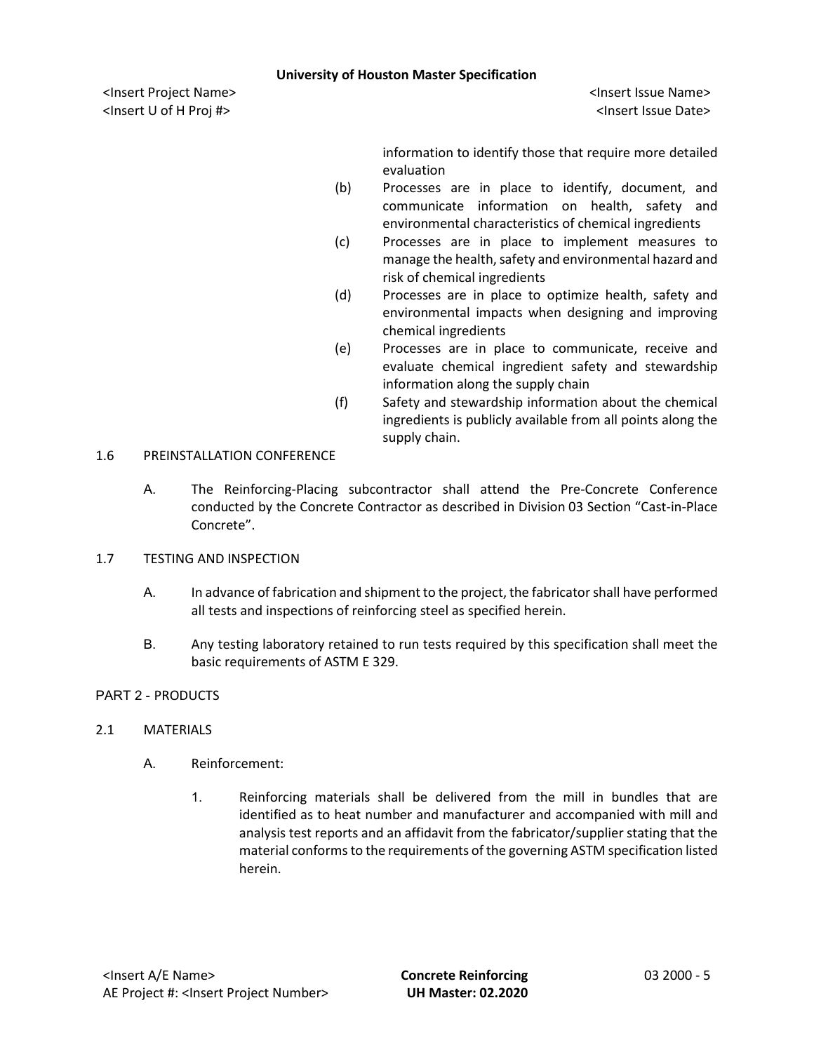information to identify those that require more detailed evaluation

(b) Processes are in place to identify, document, and communicate information on health, safety and environmental characteristics of chemical ingredients

(c) Processes are in place to implement measures to manage the health, safety and environmental hazard and risk of chemical ingredients

(d) Processes are in place to optimize health, safety and environmental impacts when designing and improving chemical ingredients

(e) Processes are in place to communicate, receive and evaluate chemical ingredient safety and stewardship information along the supply chain

(f) Safety and stewardship information about the chemical ingredients is publicly available from all points along the supply chain.

## 1.6 PREINSTALLATION CONFERENCE

A. The Reinforcing-Placing subcontractor shall attend the Pre-Concrete Conference conducted by the Concrete Contractor as described in Division 03 Section "Cast-in-Place Concrete".

## 1.7 TESTING AND INSPECTION

A. In advance of fabrication and shipment to the project, the fabricator shall have performed all tests and inspections of reinforcing steel as specified herein.

B. Any testing laboratory retained to run tests required by this specification shall meet the basic requirements of ASTM E 329.

# PART 2 - PRODUCTS

## 2.1 MATERIALS

A. Reinforcement:

1. Reinforcing materials shall be delivered from the mill in bundles that are identified as to heat number and manufacturer and accompanied with mill and analysis test reports and an affidavit from the fabricator/supplier stating that the material conforms to the requirements of the governing ASTM specification listed herein.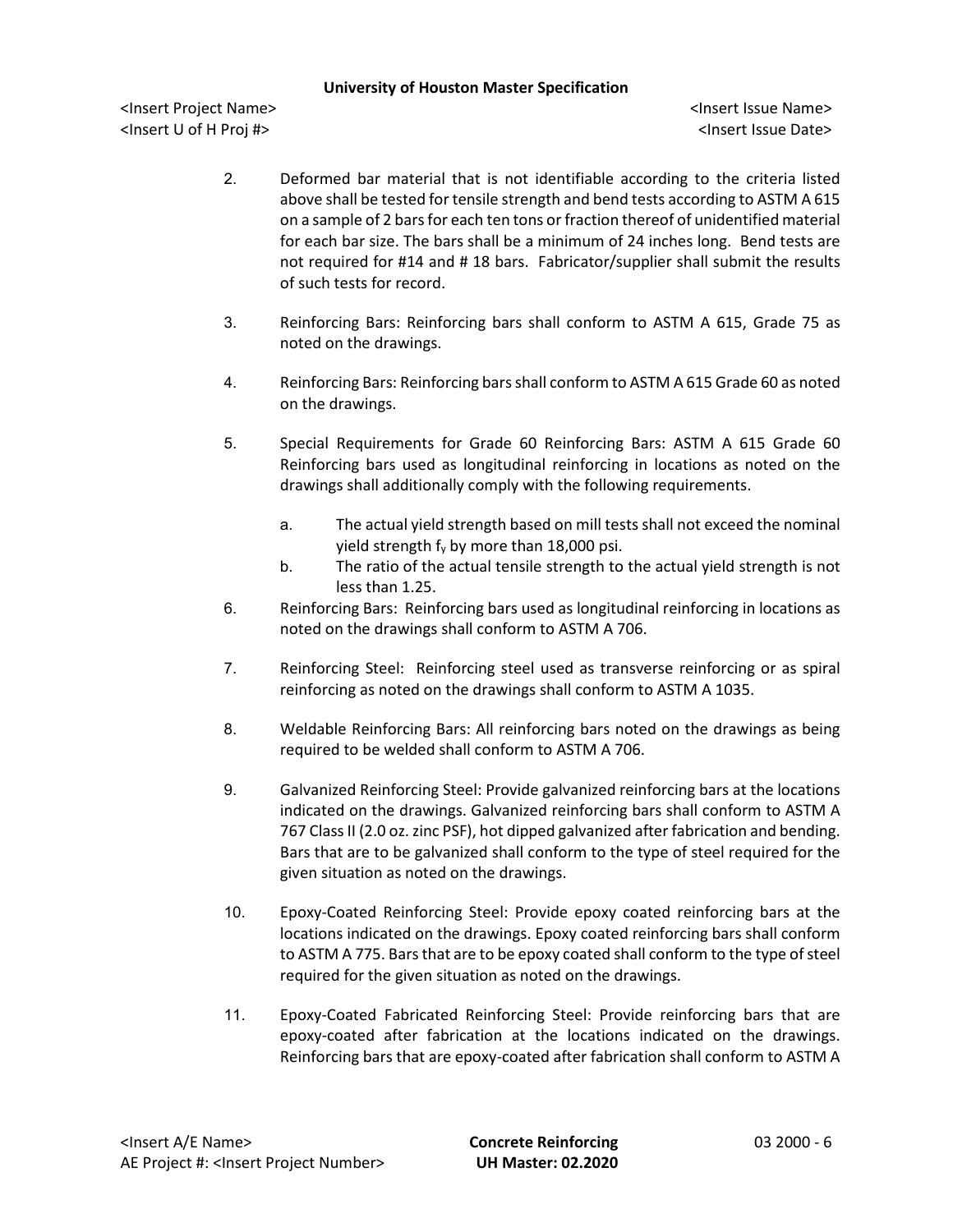2. Deformed bar material that is not identifiable according to the criteria listed above shall be tested for tensile strength and bend tests according to ASTM A 615 on a sample of 2 bars for each ten tons or fraction thereof of unidentified material for each bar size. The bars shall be a minimum of 24 inches long. Bend tests are not required for #14 and # 18 bars. Fabricator/supplier shall submit the results of such tests for record.

3. Reinforcing Bars: Reinforcing bars shall conform to ASTM A 615, Grade 75 as noted on the drawings.

4. Reinforcing Bars: Reinforcing bars shall conform to ASTM A 615 Grade 60 as noted on the drawings.

5. Special Requirements for Grade 60 Reinforcing Bars: ASTM A 615 Grade 60 Reinforcing bars used as longitudinal reinforcing in locations as noted on the drawings shall additionally comply with the following requirements.

   a. The actual yield strength based on mill tests shall not exceed the nominal yield strength $f_y$ by more than 18,000 psi.
   b. The ratio of the actual tensile strength to the actual yield strength is not less than 1.25.

6. Reinforcing Bars: Reinforcing bars used as longitudinal reinforcing in locations as noted on the drawings shall conform to ASTM A 706.

7. Reinforcing Steel: Reinforcing steel used as transverse reinforcing or as spiral reinforcing as noted on the drawings shall conform to ASTM A 1035.

8. Weldable Reinforcing Bars: All reinforcing bars noted on the drawings as being required to be welded shall conform to ASTM A 706.

9. Galvanized Reinforcing Steel: Provide galvanized reinforcing bars at the locations indicated on the drawings. Galvanized reinforcing bars shall conform to ASTM A 767 Class II (2.0 oz. zinc PSF), hot dipped galvanized after fabrication and bending. Bars that are to be galvanized shall conform to the type of steel required for the given situation as noted on the drawings.

10. Epoxy-Coated Reinforcing Steel: Provide epoxy coated reinforcing bars at the locations indicated on the drawings. Epoxy coated reinforcing bars shall conform to ASTM A 775. Bars that are to be epoxy coated shall conform to the type of steel required for the given situation as noted on the drawings.

11. Epoxy-Coated Fabricated Reinforcing Steel: Provide reinforcing bars that are epoxy-coated after fabrication at the locations indicated on the drawings. Reinforcing bars that are epoxy-coated after fabrication shall conform to ASTM A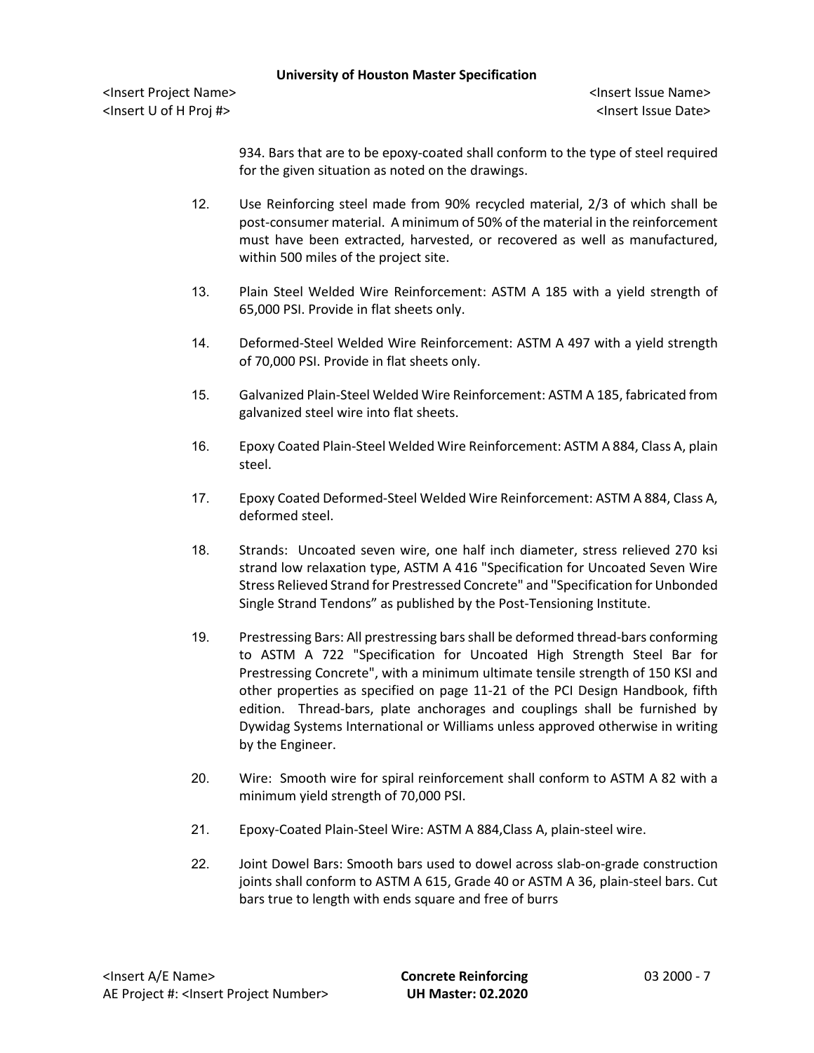934. Bars that are to be epoxy-coated shall conform to the type of steel required for the given situation as noted on the drawings.

12. Use Reinforcing steel made from 90% recycled material, 2/3 of which shall be post-consumer material. A minimum of 50% of the material in the reinforcement must have been extracted, harvested, or recovered as well as manufactured, within 500 miles of the project site.

13. Plain Steel Welded Wire Reinforcement: ASTM A 185 with a yield strength of 65,000 PSI. Provide in flat sheets only.

14. Deformed-Steel Welded Wire Reinforcement: ASTM A 497 with a yield strength of 70,000 PSI. Provide in flat sheets only.

15. Galvanized Plain-Steel Welded Wire Reinforcement: ASTM A 185, fabricated from galvanized steel wire into flat sheets.

16. Epoxy Coated Plain-Steel Welded Wire Reinforcement: ASTM A 884, Class A, plain steel.

17. Epoxy Coated Deformed-Steel Welded Wire Reinforcement: ASTM A 884, Class A, deformed steel.

18. Strands: Uncoated seven wire, one half inch diameter, stress relieved 270 ksi strand low relaxation type, ASTM A 416 "Specification for Uncoated Seven Wire Stress Relieved Strand for Prestressed Concrete" and "Specification for Unbonded Single Strand Tendons" as published by the Post-Tensioning Institute.

19. Prestressing Bars: All prestressing bars shall be deformed thread-bars conforming to ASTM A 722 "Specification for Uncoated High Strength Steel Bar for Prestressing Concrete", with a minimum ultimate tensile strength of 150 KSI and other properties as specified on page 11-21 of the PCI Design Handbook, fifth edition. Thread-bars, plate anchorages and couplings shall be furnished by Dywidag Systems International or Williams unless approved otherwise in writing by the Engineer.

20. Wire: Smooth wire for spiral reinforcement shall conform to ASTM A 82 with a minimum yield strength of 70,000 PSI.

21. Epoxy-Coated Plain-Steel Wire: ASTM A 884,Class A, plain-steel wire.

22. Joint Dowel Bars: Smooth bars used to dowel across slab-on-grade construction joints shall conform to ASTM A 615, Grade 40 or ASTM A 36, plain-steel bars. Cut bars true to length with ends square and free of burrs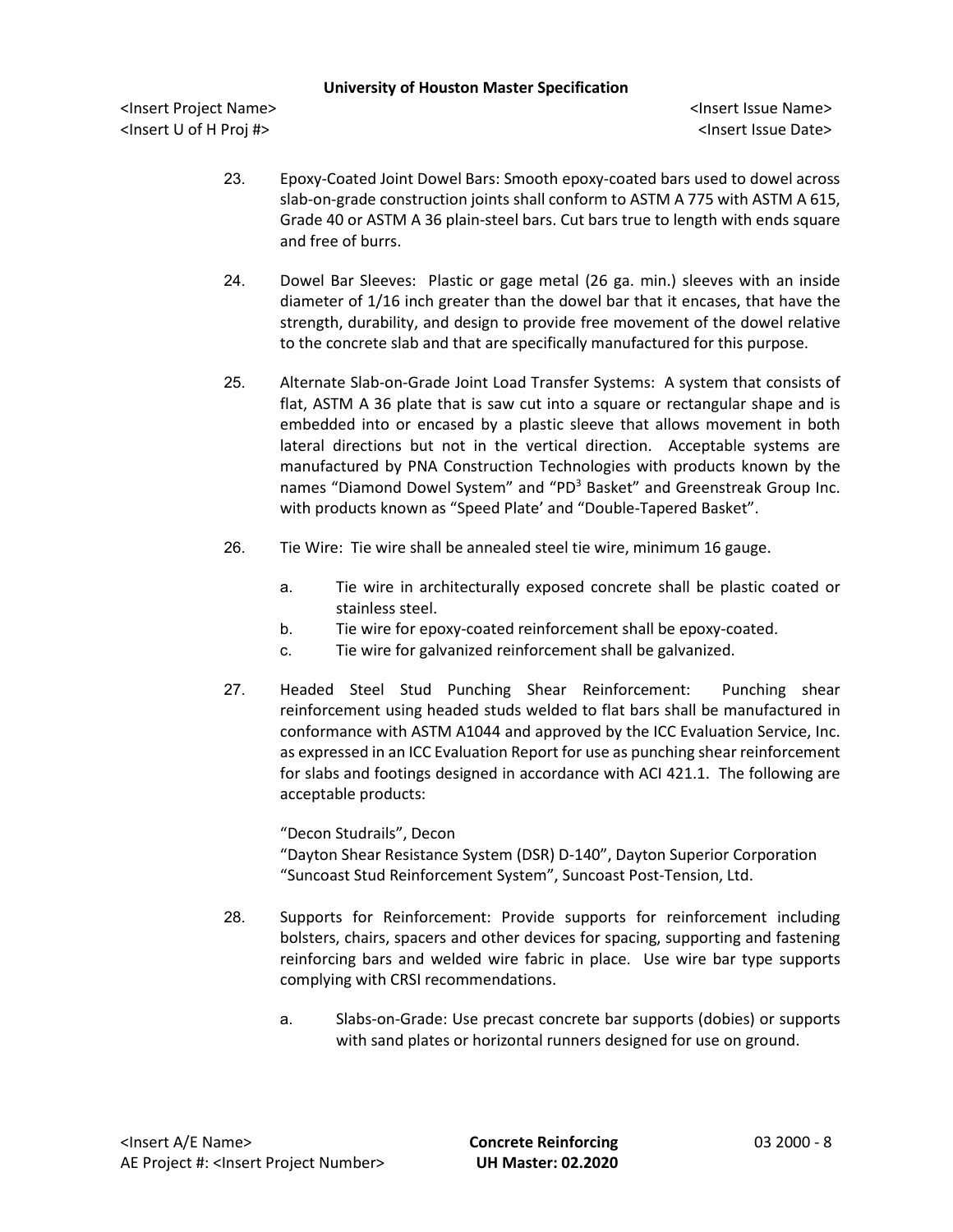23. Epoxy-Coated Joint Dowel Bars: Smooth epoxy-coated bars used to dowel across slab-on-grade construction joints shall conform to ASTM A 775 with ASTM A 615, Grade 40 or ASTM A 36 plain-steel bars. Cut bars true to length with ends square and free of burrs.

24. Dowel Bar Sleeves: Plastic or gage metal (26 ga. min.) sleeves with an inside diameter of 1/16 inch greater than the dowel bar that it encases, that have the strength, durability, and design to provide free movement of the dowel relative to the concrete slab and that are specifically manufactured for this purpose.

25. Alternate Slab-on-Grade Joint Load Transfer Systems: A system that consists of flat, ASTM A 36 plate that is saw cut into a square or rectangular shape and is embedded into or encased by a plastic sleeve that allows movement in both lateral directions but not in the vertical direction. Acceptable systems are manufactured by PNA Construction Technologies with products known by the names "Diamond Dowel System" and "PD$^3$ Basket" and Greenstreak Group Inc. with products known as "Speed Plate' and "Double-Tapered Basket".

26. Tie Wire: Tie wire shall be annealed steel tie wire, minimum 16 gauge.

    a. Tie wire in architecturally exposed concrete shall be plastic coated or stainless steel.
    b. Tie wire for epoxy-coated reinforcement shall be epoxy-coated.
    c. Tie wire for galvanized reinforcement shall be galvanized.

27. Headed Steel Stud Punching Shear Reinforcement: Punching shear reinforcement using headed studs welded to flat bars shall be manufactured in conformance with ASTM A1044 and approved by the ICC Evaluation Service, Inc. as expressed in an ICC Evaluation Report for use as punching shear reinforcement for slabs and footings designed in accordance with ACI 421.1. The following are acceptable products:

    "Decon Studrails", Decon
    "Dayton Shear Resistance System (DSR) D-140", Dayton Superior Corporation
    "Suncoast Stud Reinforcement System", Suncoast Post-Tension, Ltd.

28. Supports for Reinforcement: Provide supports for reinforcement including bolsters, chairs, spacers and other devices for spacing, supporting and fastening reinforcing bars and welded wire fabric in place. Use wire bar type supports complying with CRSI recommendations.

    a. Slabs-on-Grade: Use precast concrete bar supports (dobies) or supports with sand plates or horizontal runners designed for use on ground.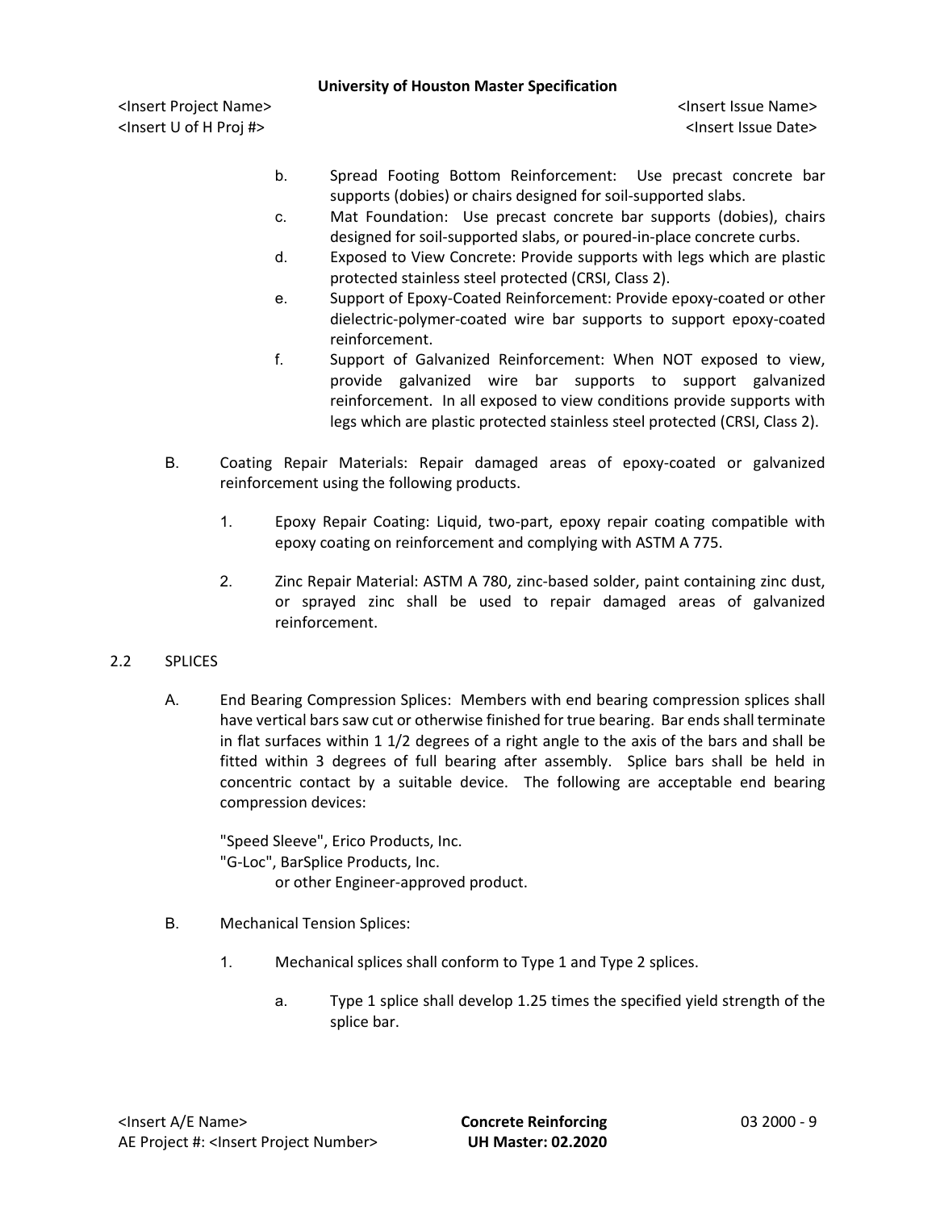b. Spread Footing Bottom Reinforcement: Use precast concrete bar supports (dobies) or chairs designed for soil-supported slabs.

c. Mat Foundation: Use precast concrete bar supports (dobies), chairs designed for soil-supported slabs, or poured-in-place concrete curbs.

d. Exposed to View Concrete: Provide supports with legs which are plastic protected stainless steel protected (CRSI, Class 2).

e. Support of Epoxy-Coated Reinforcement: Provide epoxy-coated or other dielectric-polymer-coated wire bar supports to support epoxy-coated reinforcement.

f. Support of Galvanized Reinforcement: When NOT exposed to view, provide galvanized wire bar supports to support galvanized reinforcement. In all exposed to view conditions provide supports with legs which are plastic protected stainless steel protected (CRSI, Class 2).

B. Coating Repair Materials: Repair damaged areas of epoxy-coated or galvanized reinforcement using the following products.

1. Epoxy Repair Coating: Liquid, two-part, epoxy repair coating compatible with epoxy coating on reinforcement and complying with ASTM A 775.

2. Zinc Repair Material: ASTM A 780, zinc-based solder, paint containing zinc dust, or sprayed zinc shall be used to repair damaged areas of galvanized reinforcement.

## 2.2 SPLICES

A. End Bearing Compression Splices: Members with end bearing compression splices shall have vertical bars saw cut or otherwise finished for true bearing. Bar ends shall terminate in flat surfaces within 1 1/2 degrees of a right angle to the axis of the bars and shall be fitted within 3 degrees of full bearing after assembly. Splice bars shall be held in concentric contact by a suitable device. The following are acceptable end bearing compression devices:

"Speed Sleeve", Erico Products, Inc.
"G-Loc", BarSplice Products, Inc.
or other Engineer-approved product.

B. Mechanical Tension Splices:

1. Mechanical splices shall conform to Type 1 and Type 2 splices.

a. Type 1 splice shall develop 1.25 times the specified yield strength of the splice bar.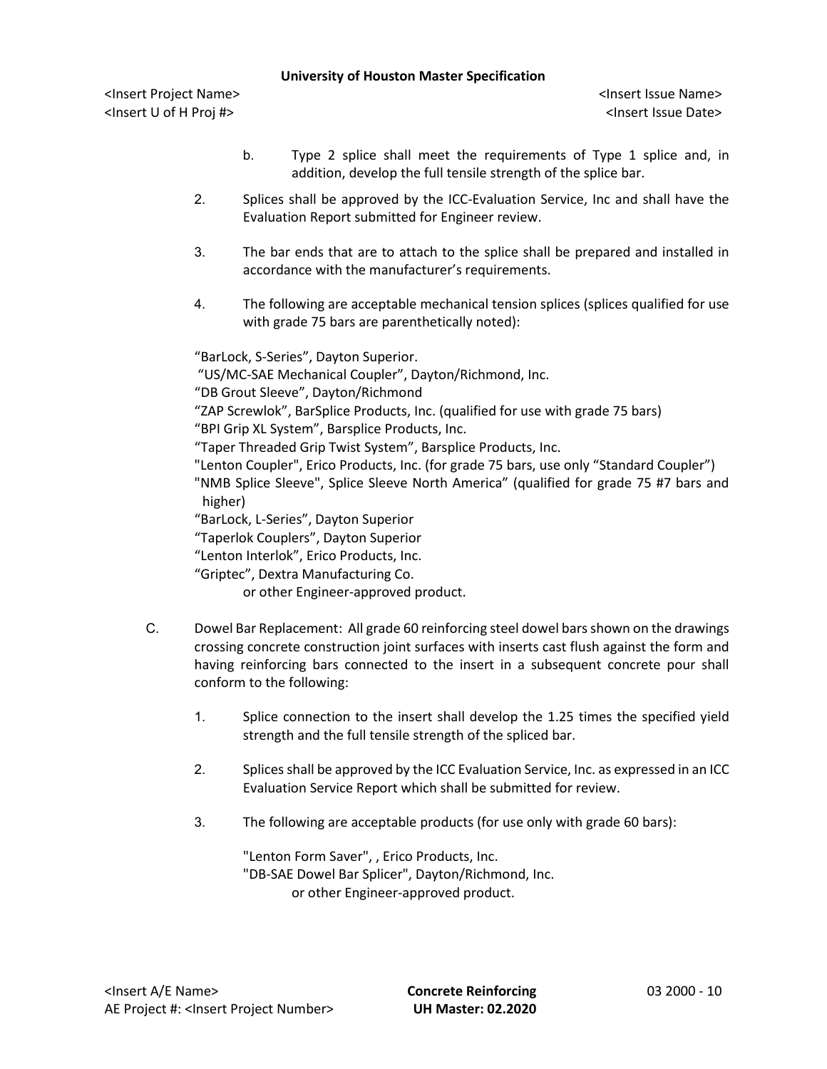b. Type 2 splice shall meet the requirements of Type 1 splice and, in addition, develop the full tensile strength of the splice bar.

2. Splices shall be approved by the ICC-Evaluation Service, Inc and shall have the Evaluation Report submitted for Engineer review.

3. The bar ends that are to attach to the splice shall be prepared and installed in accordance with the manufacturer's requirements.

4. The following are acceptable mechanical tension splices (splices qualified for use with grade 75 bars are parenthetically noted):

"BarLock, S-Series", Dayton Superior.
"US/MC-SAE Mechanical Coupler", Dayton/Richmond, Inc.
"DB Grout Sleeve", Dayton/Richmond
"ZAP Screwlok", BarSplice Products, Inc. (qualified for use with grade 75 bars)
"BPI Grip XL System", Barsplice Products, Inc.
"Taper Threaded Grip Twist System", Barsplice Products, Inc.
"Lenton Coupler", Erico Products, Inc. (for grade 75 bars, use only "Standard Coupler")
"NMB Splice Sleeve", Splice Sleeve North America" (qualified for grade 75 #7 bars and higher)
"BarLock, L-Series", Dayton Superior
"Taperlok Couplers", Dayton Superior
"Lenton Interlok", Erico Products, Inc.
"Griptec", Dextra Manufacturing Co.
or other Engineer-approved product.

C. Dowel Bar Replacement: All grade 60 reinforcing steel dowel bars shown on the drawings crossing concrete construction joint surfaces with inserts cast flush against the form and having reinforcing bars connected to the insert in a subsequent concrete pour shall conform to the following:

1. Splice connection to the insert shall develop the 1.25 times the specified yield strength and the full tensile strength of the spliced bar.

2. Splices shall be approved by the ICC Evaluation Service, Inc. as expressed in an ICC Evaluation Service Report which shall be submitted for review.

3. The following are acceptable products (for use only with grade 60 bars):

"Lenton Form Saver", , Erico Products, Inc.
"DB-SAE Dowel Bar Splicer", Dayton/Richmond, Inc.
or other Engineer-approved product.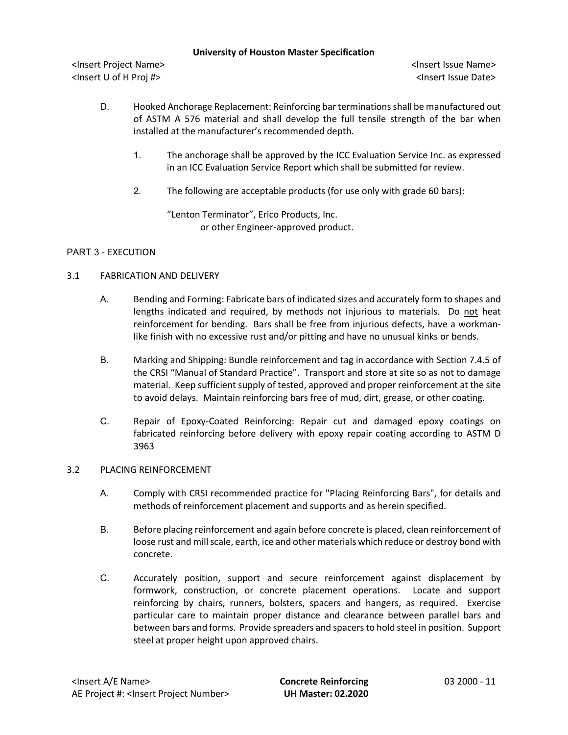D. Hooked Anchorage Replacement: Reinforcing bar terminations shall be manufactured out of ASTM A 576 material and shall develop the full tensile strength of the bar when installed at the manufacturer's recommended depth.

1. The anchorage shall be approved by the ICC Evaluation Service Inc. as expressed in an ICC Evaluation Service Report which shall be submitted for review.

2. The following are acceptable products (for use only with grade 60 bars):

   "Lenton Terminator", Erico Products, Inc.
   or other Engineer-approved product.

## PART 3 - EXECUTION

### 3.1 FABRICATION AND DELIVERY

A. Bending and Forming: Fabricate bars of indicated sizes and accurately form to shapes and lengths indicated and required, by methods not injurious to materials. Do not heat reinforcement for bending. Bars shall be free from injurious defects, have a workman-like finish with no excessive rust and/or pitting and have no unusual kinks or bends.

B. Marking and Shipping: Bundle reinforcement and tag in accordance with Section 7.4.5 of the CRSI "Manual of Standard Practice". Transport and store at site so as not to damage material. Keep sufficient supply of tested, approved and proper reinforcement at the site to avoid delays. Maintain reinforcing bars free of mud, dirt, grease, or other coating.

C. Repair of Epoxy-Coated Reinforcing: Repair cut and damaged epoxy coatings on fabricated reinforcing before delivery with epoxy repair coating according to ASTM D 3963

### 3.2 PLACING REINFORCEMENT

A. Comply with CRSI recommended practice for "Placing Reinforcing Bars", for details and methods of reinforcement placement and supports and as herein specified.

B. Before placing reinforcement and again before concrete is placed, clean reinforcement of loose rust and mill scale, earth, ice and other materials which reduce or destroy bond with concrete.

C. Accurately position, support and secure reinforcement against displacement by formwork, construction, or concrete placement operations. Locate and support reinforcing by chairs, runners, bolsters, spacers and hangers, as required. Exercise particular care to maintain proper distance and clearance between parallel bars and between bars and forms. Provide spreaders and spacers to hold steel in position. Support steel at proper height upon approved chairs.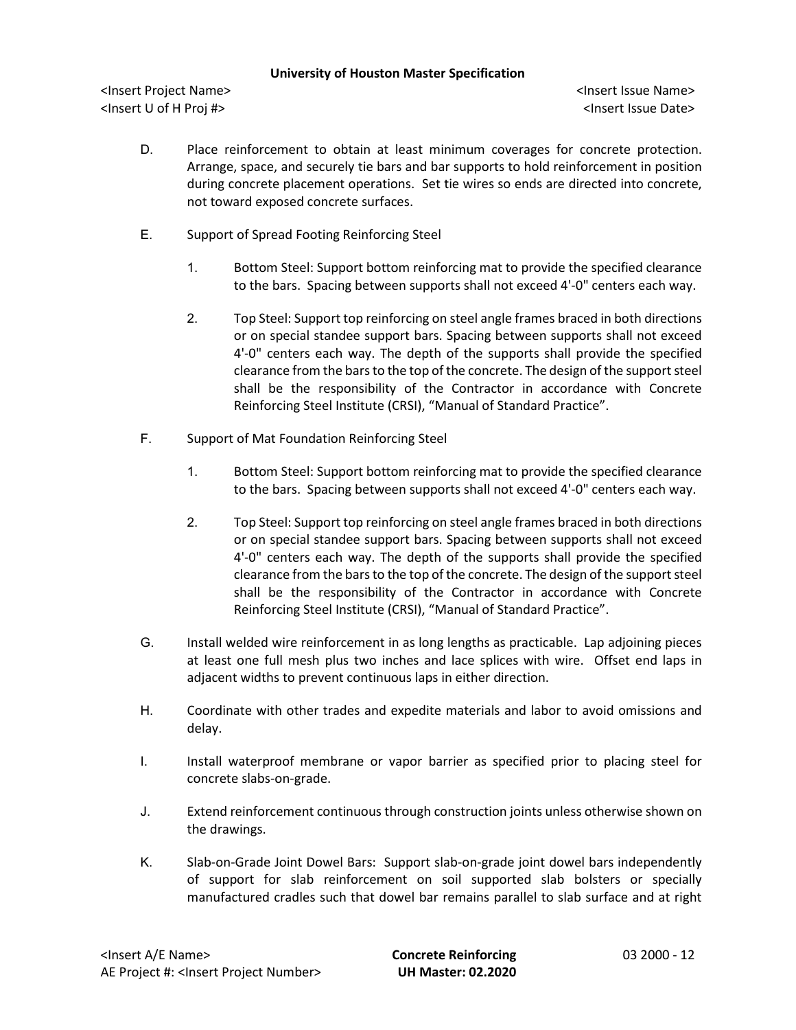D. Place reinforcement to obtain at least minimum coverages for concrete protection. Arrange, space, and securely tie bars and bar supports to hold reinforcement in position during concrete placement operations. Set tie wires so ends are directed into concrete, not toward exposed concrete surfaces.

E. Support of Spread Footing Reinforcing Steel

1. Bottom Steel: Support bottom reinforcing mat to provide the specified clearance to the bars. Spacing between supports shall not exceed 4'-0" centers each way.

2. Top Steel: Support top reinforcing on steel angle frames braced in both directions or on special standee support bars. Spacing between supports shall not exceed 4'-0" centers each way. The depth of the supports shall provide the specified clearance from the bars to the top of the concrete. The design of the support steel shall be the responsibility of the Contractor in accordance with Concrete Reinforcing Steel Institute (CRSI), "Manual of Standard Practice".

F. Support of Mat Foundation Reinforcing Steel

1. Bottom Steel: Support bottom reinforcing mat to provide the specified clearance to the bars. Spacing between supports shall not exceed 4'-0" centers each way.

2. Top Steel: Support top reinforcing on steel angle frames braced in both directions or on special standee support bars. Spacing between supports shall not exceed 4'-0" centers each way. The depth of the supports shall provide the specified clearance from the bars to the top of the concrete. The design of the support steel shall be the responsibility of the Contractor in accordance with Concrete Reinforcing Steel Institute (CRSI), "Manual of Standard Practice".

G. Install welded wire reinforcement in as long lengths as practicable. Lap adjoining pieces at least one full mesh plus two inches and lace splices with wire. Offset end laps in adjacent widths to prevent continuous laps in either direction.

H. Coordinate with other trades and expedite materials and labor to avoid omissions and delay.

I. Install waterproof membrane or vapor barrier as specified prior to placing steel for concrete slabs-on-grade.

J. Extend reinforcement continuous through construction joints unless otherwise shown on the drawings.

K. Slab-on-Grade Joint Dowel Bars: Support slab-on-grade joint dowel bars independently of support for slab reinforcement on soil supported slab bolsters or specially manufactured cradles such that dowel bar remains parallel to slab surface and at right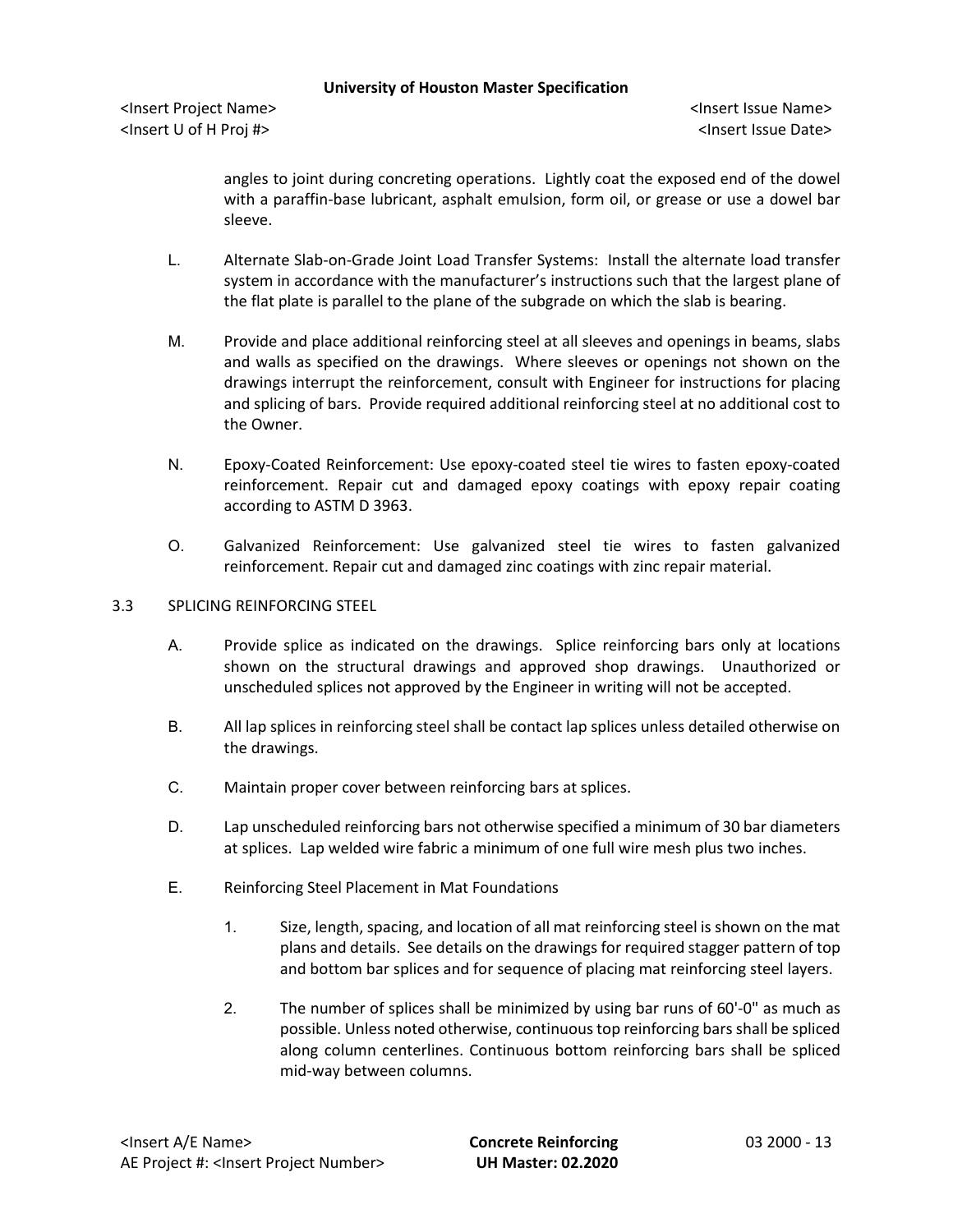angles to joint during concreting operations. Lightly coat the exposed end of the dowel with a paraffin-base lubricant, asphalt emulsion, form oil, or grease or use a dowel bar sleeve.

L. Alternate Slab-on-Grade Joint Load Transfer Systems: Install the alternate load transfer system in accordance with the manufacturer's instructions such that the largest plane of the flat plate is parallel to the plane of the subgrade on which the slab is bearing.

M. Provide and place additional reinforcing steel at all sleeves and openings in beams, slabs and walls as specified on the drawings. Where sleeves or openings not shown on the drawings interrupt the reinforcement, consult with Engineer for instructions for placing and splicing of bars. Provide required additional reinforcing steel at no additional cost to the Owner.

N. Epoxy-Coated Reinforcement: Use epoxy-coated steel tie wires to fasten epoxy-coated reinforcement. Repair cut and damaged epoxy coatings with epoxy repair coating according to ASTM D 3963.

O. Galvanized Reinforcement: Use galvanized steel tie wires to fasten galvanized reinforcement. Repair cut and damaged zinc coatings with zinc repair material.

## 3.3 SPLICING REINFORCING STEEL

A. Provide splice as indicated on the drawings. Splice reinforcing bars only at locations shown on the structural drawings and approved shop drawings. Unauthorized or unscheduled splices not approved by the Engineer in writing will not be accepted.

B. All lap splices in reinforcing steel shall be contact lap splices unless detailed otherwise on the drawings.

C. Maintain proper cover between reinforcing bars at splices.

D. Lap unscheduled reinforcing bars not otherwise specified a minimum of 30 bar diameters at splices. Lap welded wire fabric a minimum of one full wire mesh plus two inches.

E. Reinforcing Steel Placement in Mat Foundations

1. Size, length, spacing, and location of all mat reinforcing steel is shown on the mat plans and details. See details on the drawings for required stagger pattern of top and bottom bar splices and for sequence of placing mat reinforcing steel layers.

2. The number of splices shall be minimized by using bar runs of 60'-0" as much as possible. Unless noted otherwise, continuous top reinforcing bars shall be spliced along column centerlines. Continuous bottom reinforcing bars shall be spliced mid-way between columns.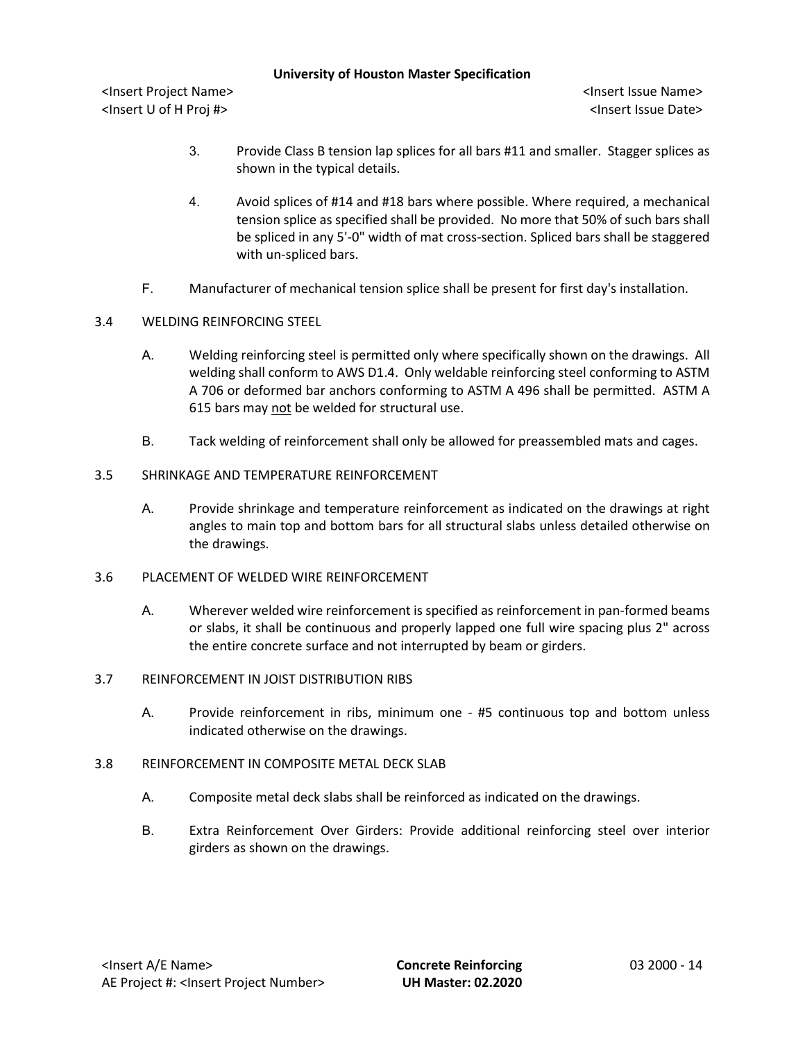3. Provide Class B tension lap splices for all bars #11 and smaller. Stagger splices as shown in the typical details.

4. Avoid splices of #14 and #18 bars where possible. Where required, a mechanical tension splice as specified shall be provided. No more that 50% of such bars shall be spliced in any 5'-0" width of mat cross-section. Spliced bars shall be staggered with un-spliced bars.

F. Manufacturer of mechanical tension splice shall be present for first day's installation.

## 3.4 WELDING REINFORCING STEEL

A. Welding reinforcing steel is permitted only where specifically shown on the drawings. All welding shall conform to AWS D1.4. Only weldable reinforcing steel conforming to ASTM A 706 or deformed bar anchors conforming to ASTM A 496 shall be permitted. ASTM A 615 bars may <u>not</u> be welded for structural use.

B. Tack welding of reinforcement shall only be allowed for preassembled mats and cages.

## 3.5 SHRINKAGE AND TEMPERATURE REINFORCEMENT

A. Provide shrinkage and temperature reinforcement as indicated on the drawings at right angles to main top and bottom bars for all structural slabs unless detailed otherwise on the drawings.

## 3.6 PLACEMENT OF WELDED WIRE REINFORCEMENT

A. Wherever welded wire reinforcement is specified as reinforcement in pan-formed beams or slabs, it shall be continuous and properly lapped one full wire spacing plus 2" across the entire concrete surface and not interrupted by beam or girders.

## 3.7 REINFORCEMENT IN JOIST DISTRIBUTION RIBS

A. Provide reinforcement in ribs, minimum one - #5 continuous top and bottom unless indicated otherwise on the drawings.

## 3.8 REINFORCEMENT IN COMPOSITE METAL DECK SLAB

A. Composite metal deck slabs shall be reinforced as indicated on the drawings.

B. Extra Reinforcement Over Girders: Provide additional reinforcing steel over interior girders as shown on the drawings.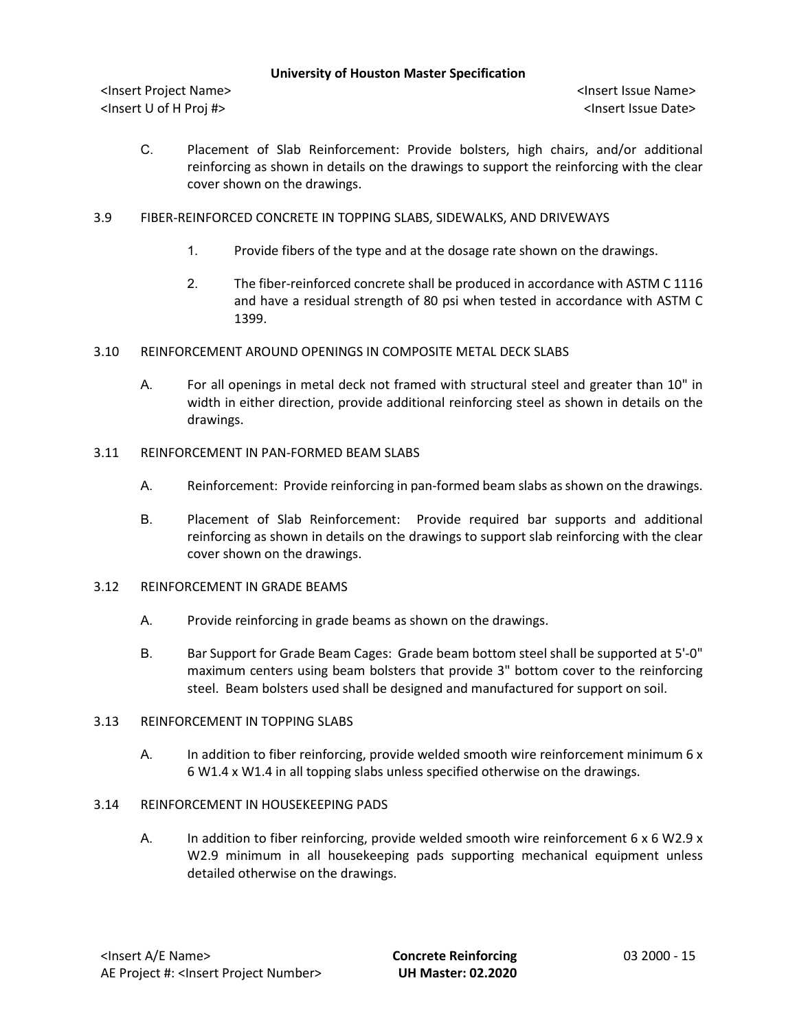C. Placement of Slab Reinforcement: Provide bolsters, high chairs, and/or additional reinforcing as shown in details on the drawings to support the reinforcing with the clear cover shown on the drawings.

## 3.9 FIBER-REINFORCED CONCRETE IN TOPPING SLABS, SIDEWALKS, AND DRIVEWAYS

1. Provide fibers of the type and at the dosage rate shown on the drawings.
2. The fiber-reinforced concrete shall be produced in accordance with ASTM C 1116 and have a residual strength of 80 psi when tested in accordance with ASTM C 1399.

## 3.10 REINFORCEMENT AROUND OPENINGS IN COMPOSITE METAL DECK SLABS

A. For all openings in metal deck not framed with structural steel and greater than 10" in width in either direction, provide additional reinforcing steel as shown in details on the drawings.

## 3.11 REINFORCEMENT IN PAN-FORMED BEAM SLABS

A. Reinforcement: Provide reinforcing in pan-formed beam slabs as shown on the drawings.

B. Placement of Slab Reinforcement: Provide required bar supports and additional reinforcing as shown in details on the drawings to support slab reinforcing with the clear cover shown on the drawings.

## 3.12 REINFORCEMENT IN GRADE BEAMS

A. Provide reinforcing in grade beams as shown on the drawings.

B. Bar Support for Grade Beam Cages: Grade beam bottom steel shall be supported at 5'-0" maximum centers using beam bolsters that provide 3" bottom cover to the reinforcing steel. Beam bolsters used shall be designed and manufactured for support on soil.

## 3.13 REINFORCEMENT IN TOPPING SLABS

A. In addition to fiber reinforcing, provide welded smooth wire reinforcement minimum 6 x 6 W1.4 x W1.4 in all topping slabs unless specified otherwise on the drawings.

## 3.14 REINFORCEMENT IN HOUSEKEEPING PADS

A. In addition to fiber reinforcing, provide welded smooth wire reinforcement 6 x 6 W2.9 x W2.9 minimum in all housekeeping pads supporting mechanical equipment unless detailed otherwise on the drawings.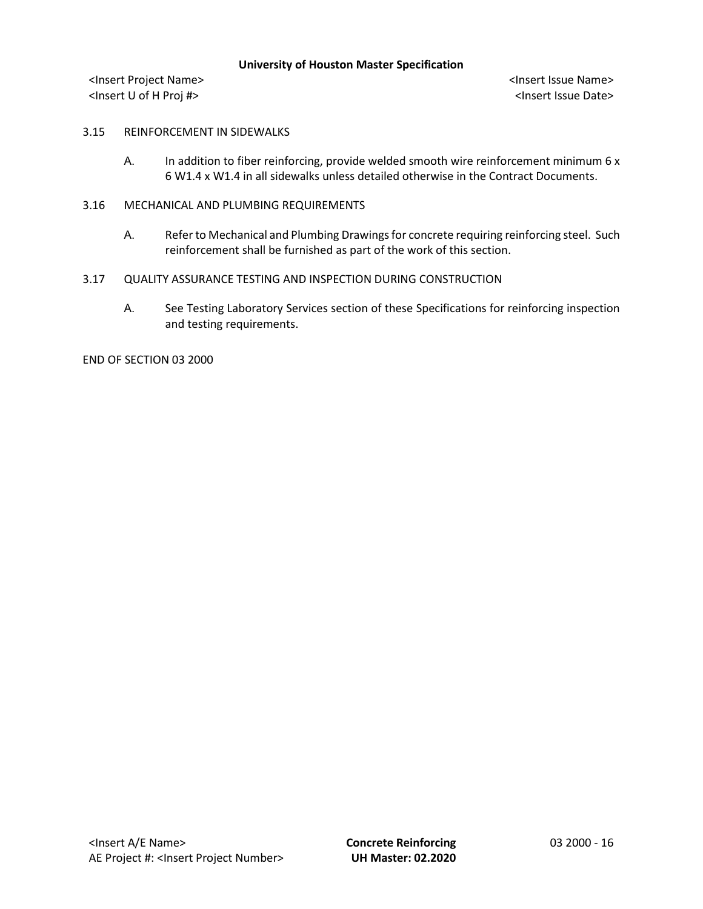### 3.15 REINFORCEMENT IN SIDEWALKS

A. In addition to fiber reinforcing, provide welded smooth wire reinforcement minimum 6 x 6 W1.4 x W1.4 in all sidewalks unless detailed otherwise in the Contract Documents.

### 3.16 MECHANICAL AND PLUMBING REQUIREMENTS

A. Refer to Mechanical and Plumbing Drawings for concrete requiring reinforcing steel. Such reinforcement shall be furnished as part of the work of this section.

### 3.17 QUALITY ASSURANCE TESTING AND INSPECTION DURING CONSTRUCTION

A. See Testing Laboratory Services section of these Specifications for reinforcing inspection and testing requirements.

END OF SECTION 03 2000